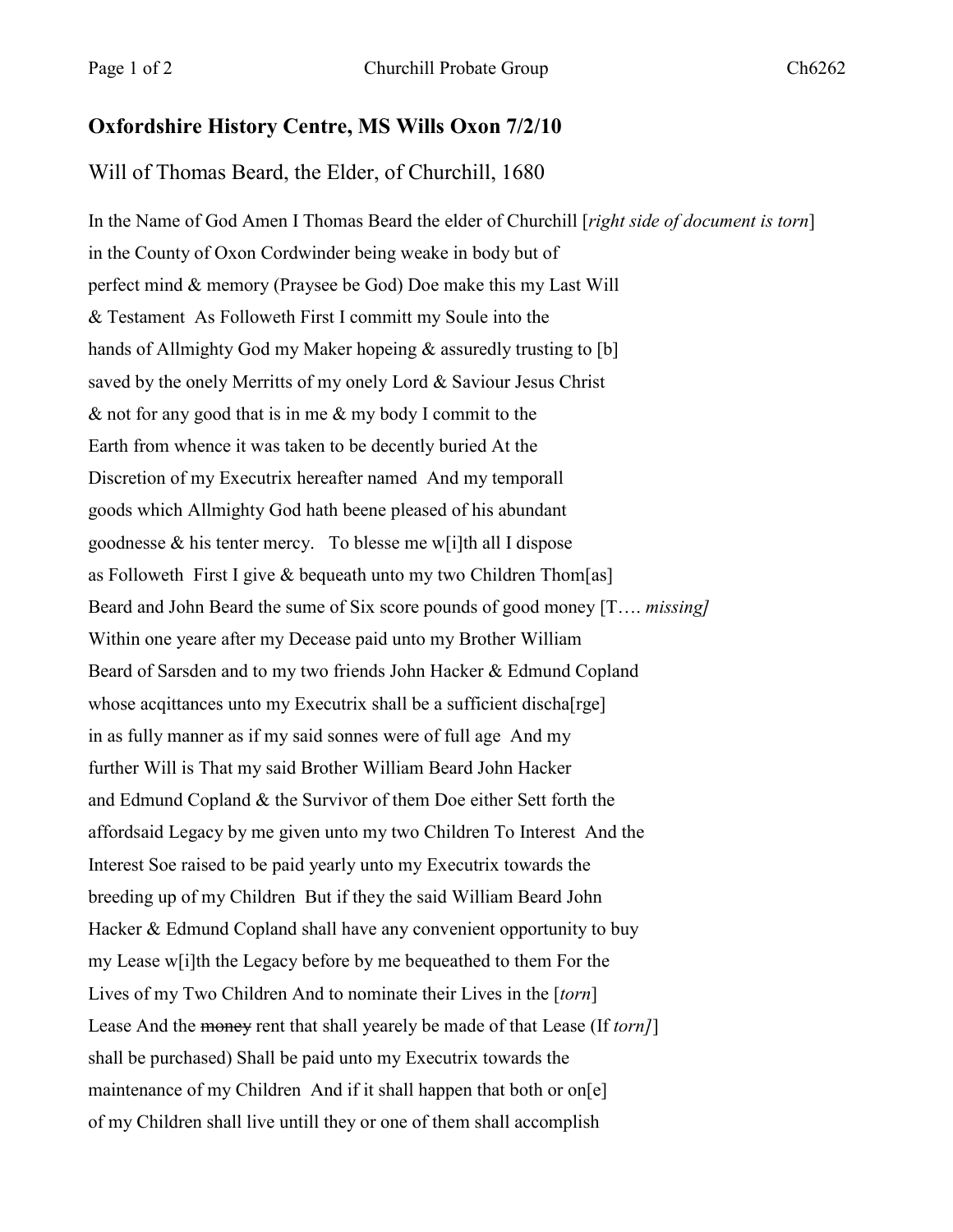## Oxfordshire History Centre, MS Wills Oxon 7/2/10

Will of Thomas Beard, the Elder, of Churchill, 1680

In the Name of God Amen I Thomas Beard the elder of Churchill [*right side of document is torn*]
in the County of Oxon Cordwinder being weake in body but of
perfect mind & memory (Praysee be God) Doe make this my Last Will
& Testament As Followeth First I committ my Soule into the
hands of Allmighty God my Maker hopeing & assuredly trusting to [b]
saved by the onely Merritts of my onely Lord & Saviour Jesus Christ
& not for any good that is in me & my body I commit to the
Earth from whence it was taken to be decently buried At the
Discretion of my Executrix hereafter named And my temporall
goods which Allmighty God hath beene pleased of his abundant
goodnesse & his tenter mercy. To blesse me w[i]th all I dispose
as Followeth First I give & bequeath unto my two Children Thom[as]
Beard and John Beard the sume of Six score pounds of good money [T…. *missing]*
Within one yeare after my Decease paid unto my Brother William
Beard of Sarsden and to my two friends John Hacker & Edmund Copland
whose acqittances unto my Executrix shall be a sufficient discha[rge]
in as fully manner as if my said sonnes were of full age And my
further Will is That my said Brother William Beard John Hacker
and Edmund Copland & the Survivor of them Doe either Sett forth the
affordsaid Legacy by me given unto my two Children To Interest And the
Interest Soe raised to be paid yearly unto my Executrix towards the
breeding up of my Children But if they the said William Beard John
Hacker & Edmund Copland shall have any convenient opportunity to buy
my Lease w[i]th the Legacy before by me bequeathed to them For the
Lives of my Two Children And to nominate their Lives in the [*torn*]
Lease And the ~~money~~ rent that shall yearely be made of that Lease (If *torn]*]
shall be purchased) Shall be paid unto my Executrix towards the
maintenance of my Children And if it shall happen that both or on[e]
of my Children shall live untill they or one of them shall accomplish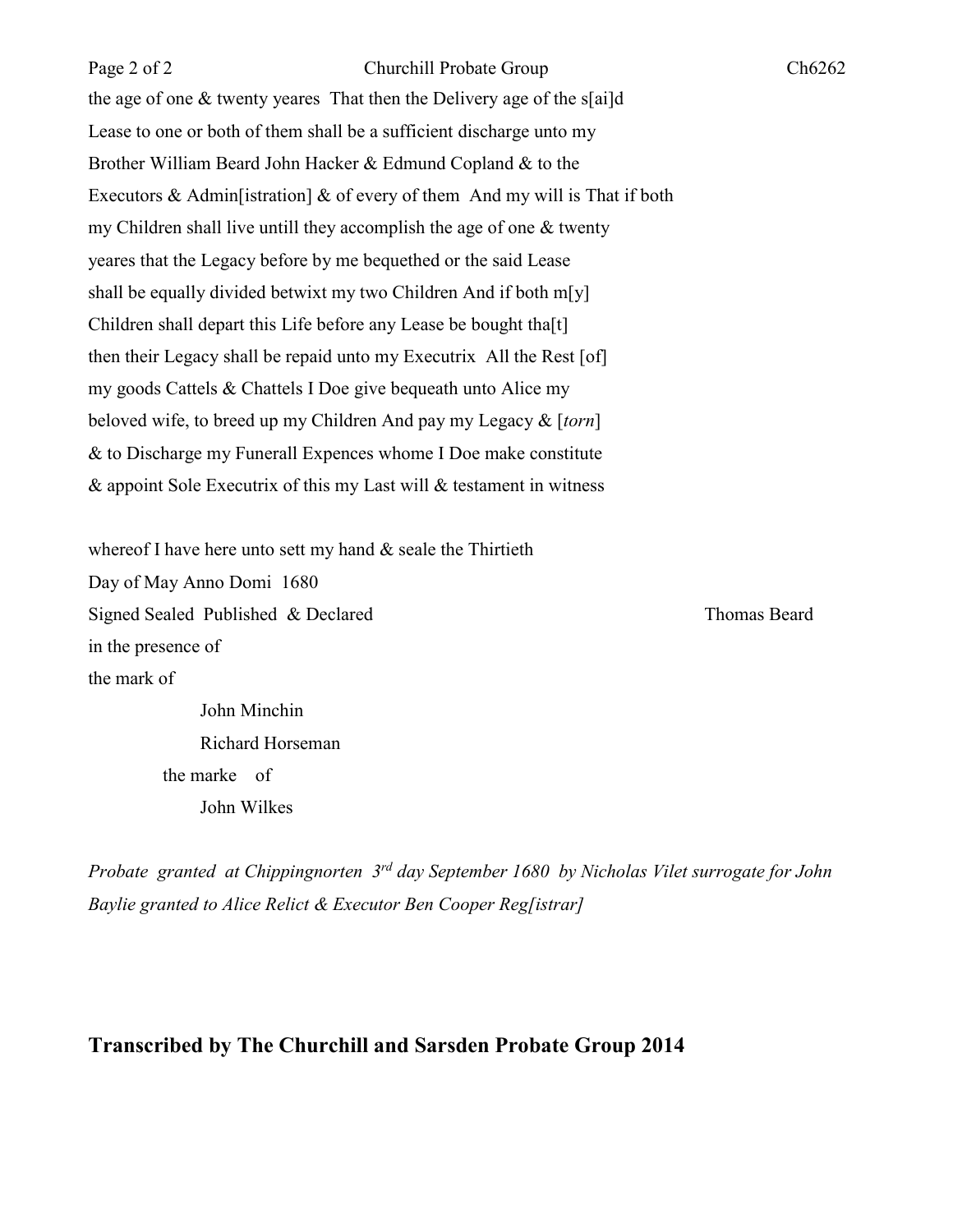the age of one & twenty yeares That then the Delivery age of the s[ai]d
Lease to one or both of them shall be a sufficient discharge unto my
Brother William Beard John Hacker & Edmund Copland & to the
Executors & Admin[istration] & of every of them And my will is That if both
my Children shall live untill they accomplish the age of one & twenty
yeares that the Legacy before by me bequethed or the said Lease
shall be equally divided betwixt my two Children And if both m[y]
Children shall depart this Life before any Lease be bought tha[t]
then their Legacy shall be repaid unto my Executrix All the Rest [of]
my goods Cattels & Chattels I Doe give bequeath unto Alice my
beloved wife, to breed up my Children And pay my Legacy & [*torn*]
& to Discharge my Funerall Expences whome I Doe make constitute
& appoint Sole Executrix of this my Last will & testament in witness

whereof I have here unto sett my hand & seale the Thirtieth
Day of May Anno Domi 1680
Signed Sealed Published & Declared
in the presence of
the mark of

John Minchin
Richard Horseman
the marke of
John Wilkes

Thomas Beard

*Probate granted at Chippingnorten 3rd day September 1680 by Nicholas Vilet surrogate for John Baylie granted to Alice Relict & Executor Ben Cooper Reg[istrar]*

**Transcribed by The Churchill and Sarsden Probate Group 2014**